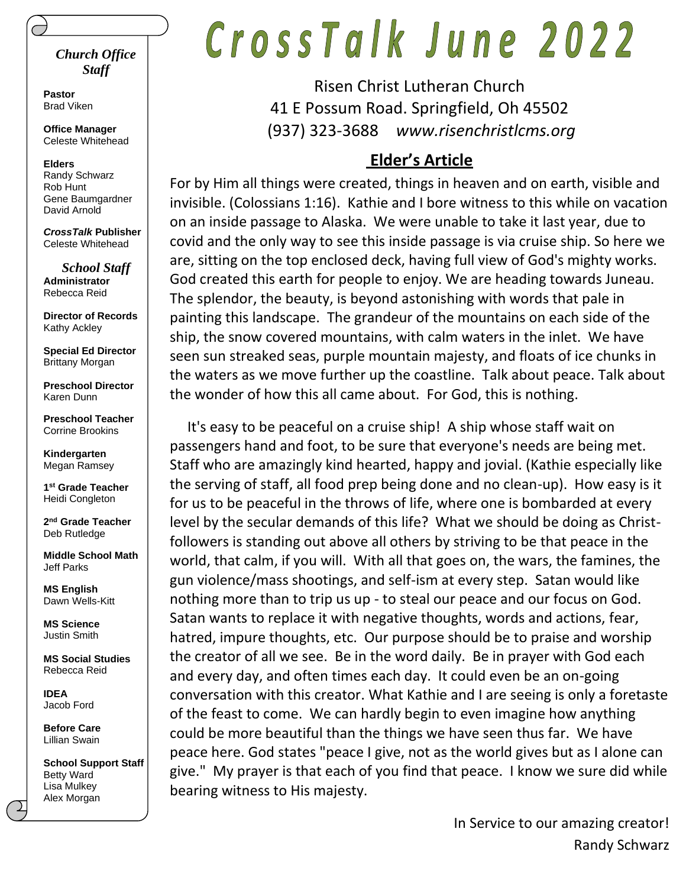# CrossTalk June 2022

Risen Christ Lutheran Church
41 E Possum Road. Springfield, Oh 45502
(937) 323-3688 *www.risenchristlcms.org*

*Church Office Staff*

**Pastor**
Brad Viken

**Office Manager**
Celeste Whitehead

**Elders**
Randy Schwarz
Rob Hunt
Gene Baumgardner
David Arnold

***CrossTalk* Publisher**
Celeste Whitehead

*School Staff*

**Administrator**
Rebecca Reid

**Director of Records**
Kathy Ackley

**Special Ed Director**
Brittany Morgan

**Preschool Director**
Karen Dunn

**Preschool Teacher**
Corrine Brookins

**Kindergarten**
Megan Ramsey

**1st Grade Teacher**
Heidi Congleton

**2nd Grade Teacher**
Deb Rutledge

**Middle School Math**
Jeff Parks

**MS English**
Dawn Wells-Kitt

**MS Science**
Justin Smith

**MS Social Studies**
Rebecca Reid

**IDEA**
Jacob Ford

**Before Care**
Lillian Swain

**School Support Staff**
Betty Ward
Lisa Mulkey
Alex Morgan

## Elder's Article

For by Him all things were created, things in heaven and on earth, visible and invisible. (Colossians 1:16). Kathie and I bore witness to this while on vacation on an inside passage to Alaska. We were unable to take it last year, due to covid and the only way to see this inside passage is via cruise ship. So here we are, sitting on the top enclosed deck, having full view of God's mighty works. God created this earth for people to enjoy. We are heading towards Juneau. The splendor, the beauty, is beyond astonishing with words that pale in painting this landscape. The grandeur of the mountains on each side of the ship, the snow covered mountains, with calm waters in the inlet. We have seen sun streaked seas, purple mountain majesty, and floats of ice chunks in the waters as we move further up the coastline. Talk about peace. Talk about the wonder of how this all came about. For God, this is nothing.

It's easy to be peaceful on a cruise ship! A ship whose staff wait on passengers hand and foot, to be sure that everyone's needs are being met. Staff who are amazingly kind hearted, happy and jovial. (Kathie especially like the serving of staff, all food prep being done and no clean-up). How easy is it for us to be peaceful in the throws of life, where one is bombarded at every level by the secular demands of this life? What we should be doing as Christ-followers is standing out above all others by striving to be that peace in the world, that calm, if you will. With all that goes on, the wars, the famines, the gun violence/mass shootings, and self-ism at every step. Satan would like nothing more than to trip us up - to steal our peace and our focus on God. Satan wants to replace it with negative thoughts, words and actions, fear, hatred, impure thoughts, etc. Our purpose should be to praise and worship the creator of all we see. Be in the word daily. Be in prayer with God each and every day, and often times each day. It could even be an on-going conversation with this creator. What Kathie and I are seeing is only a foretaste of the feast to come. We can hardly begin to even imagine how anything could be more beautiful than the things we have seen thus far. We have peace here. God states "peace I give, not as the world gives but as I alone can give." My prayer is that each of you find that peace. I know we sure did while bearing witness to His majesty.

In Service to our amazing creator!
Randy Schwarz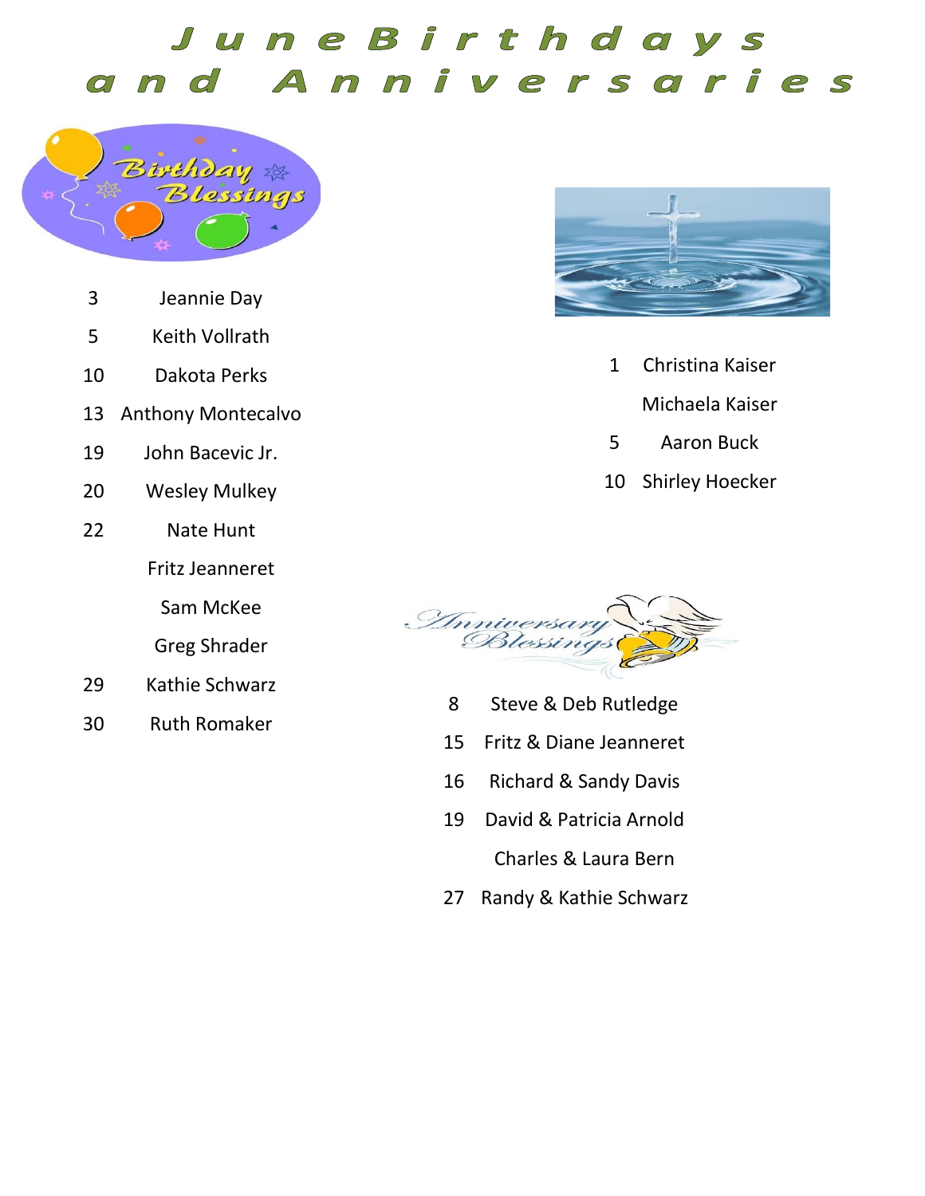# June Birthdays and Anniversaries

## Birthday Blessings

- 3 Jeannie Day
- 5 Keith Vollrath
- 10 Dakota Perks
- 13 Anthony Montecalvo
- 19 John Bacevic Jr.
- 20 Wesley Mulkey
- 22 Nate Hunt
  - Fritz Jeanneret
  - Sam McKee
  - Greg Shrader
- 29 Kathie Schwarz
- 30 Ruth Romaker

## Baptism Anniversaries

- 1 Christina Kaiser
  - Michaela Kaiser
- 5 Aaron Buck
- 10 Shirley Hoecker

## Anniversary Blessings

- 8 Steve & Deb Rutledge
- 15 Fritz & Diane Jeanneret
- 16 Richard & Sandy Davis
- 19 David & Patricia Arnold
  - Charles & Laura Bern
- 27 Randy & Kathie Schwarz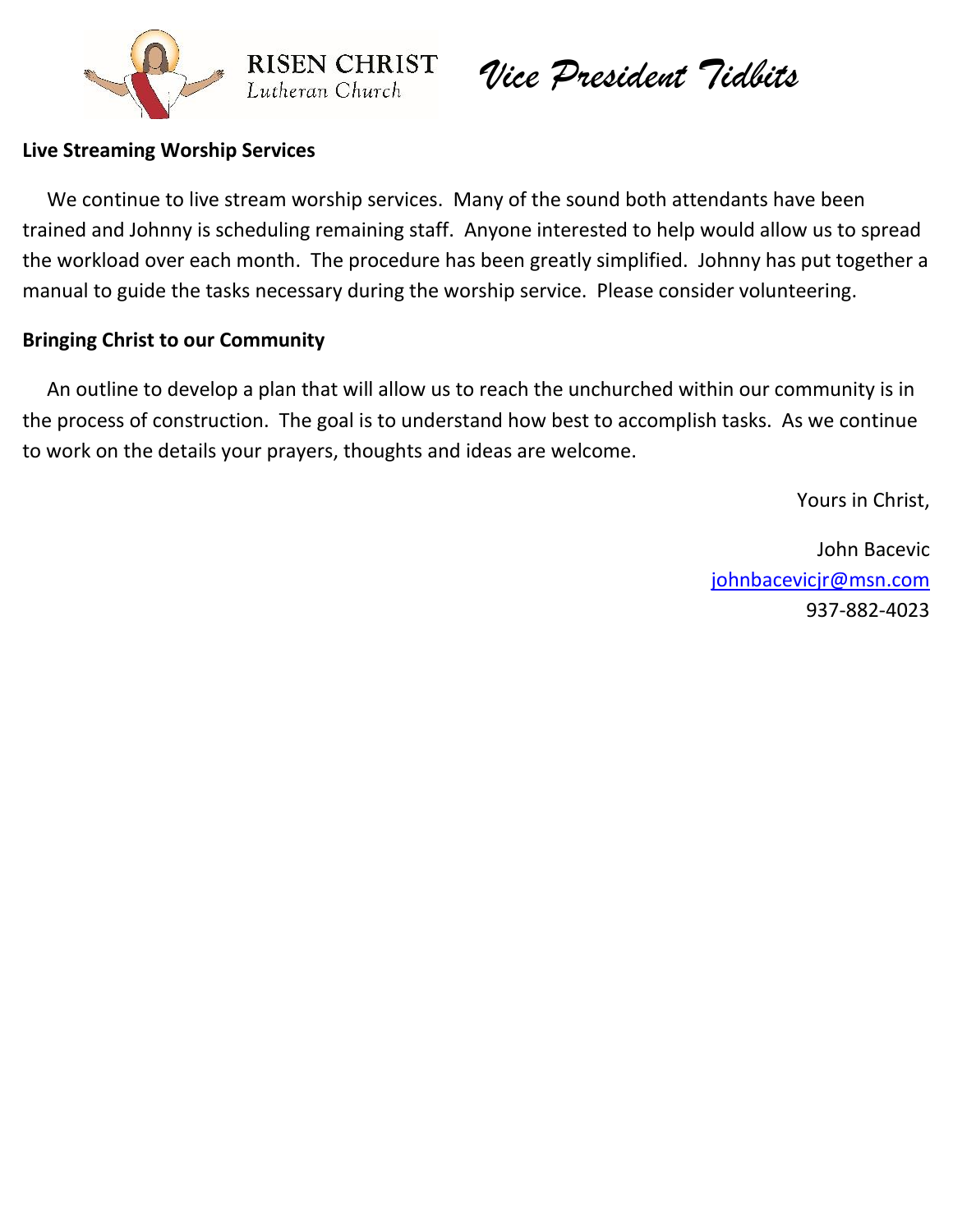RISEN CHRIST
Lutheran Church

# *Vice President Tidbits*

**Live Streaming Worship Services**

We continue to live stream worship services. Many of the sound both attendants have been trained and Johnny is scheduling remaining staff. Anyone interested to help would allow us to spread the workload over each month. The procedure has been greatly simplified. Johnny has put together a manual to guide the tasks necessary during the worship service. Please consider volunteering.

**Bringing Christ to our Community**

An outline to develop a plan that will allow us to reach the unchurched within our community is in the process of construction. The goal is to understand how best to accomplish tasks. As we continue to work on the details your prayers, thoughts and ideas are welcome.

Yours in Christ,

John Bacevic
johnbacevicjr@msn.com
937-882-4023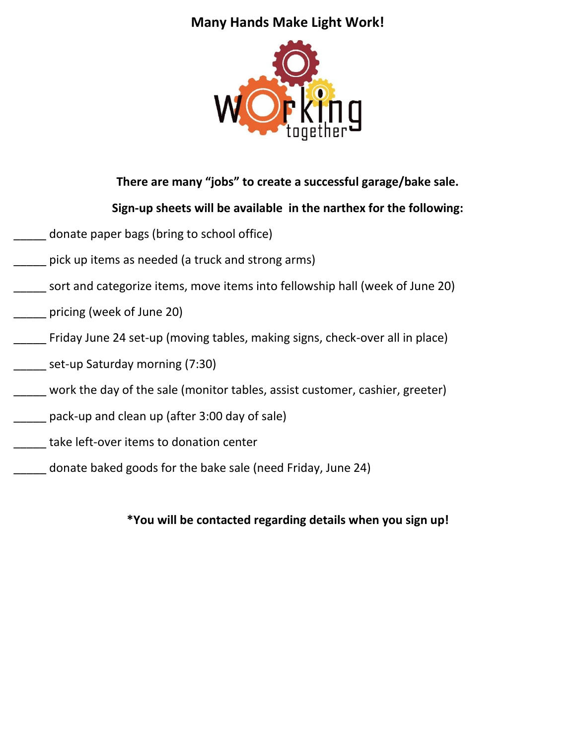# Many Hands Make Light Work!

Working together

**There are many "jobs" to create a successful garage/bake sale.**

**Sign-up sheets will be available in the narthex for the following:**

_____ donate paper bags (bring to school office)

_____ pick up items as needed (a truck and strong arms)

_____ sort and categorize items, move items into fellowship hall (week of June 20)

_____ pricing (week of June 20)

_____ Friday June 24 set-up (moving tables, making signs, check-over all in place)

_____ set-up Saturday morning (7:30)

_____ work the day of the sale (monitor tables, assist customer, cashier, greeter)

_____ pack-up and clean up (after 3:00 day of sale)

_____ take left-over items to donation center

_____ donate baked goods for the bake sale (need Friday, June 24)

**\*You will be contacted regarding details when you sign up!**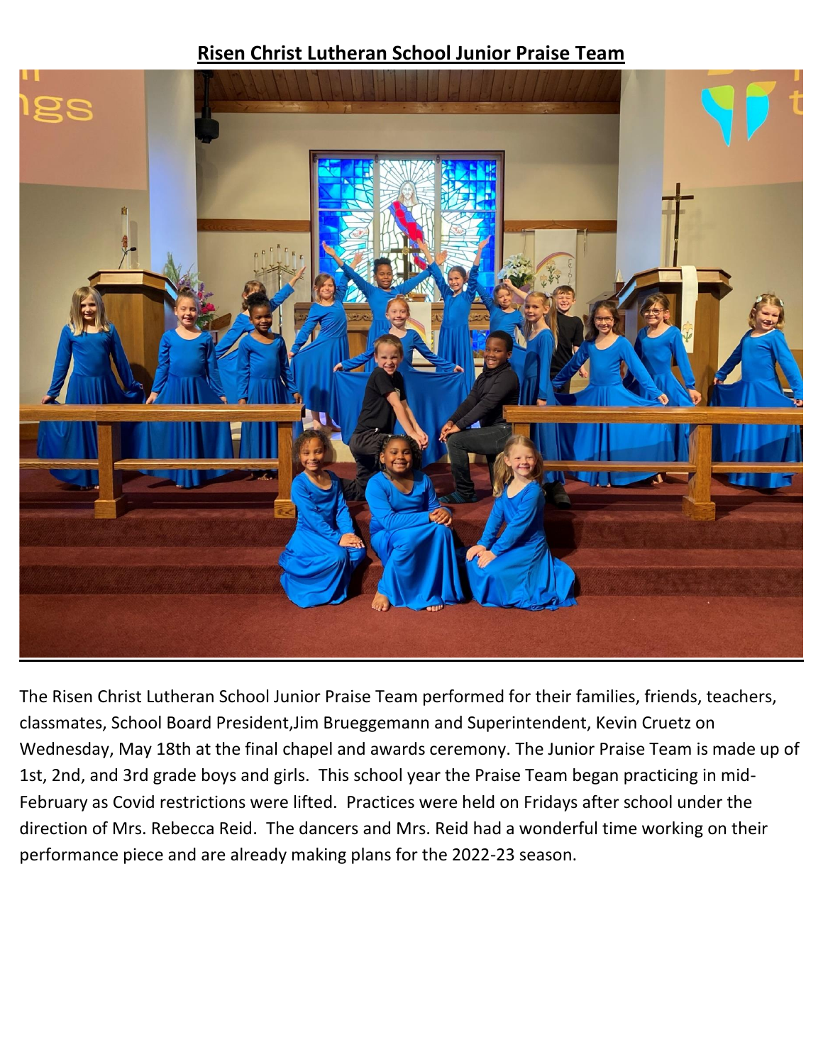# Risen Christ Lutheran School Junior Praise Team

The Risen Christ Lutheran School Junior Praise Team performed for their families, friends, teachers, classmates, School Board President,Jim Brueggemann and Superintendent, Kevin Cruetz on Wednesday, May 18th at the final chapel and awards ceremony. The Junior Praise Team is made up of 1st, 2nd, and 3rd grade boys and girls. This school year the Praise Team began practicing in mid-February as Covid restrictions were lifted. Practices were held on Fridays after school under the direction of Mrs. Rebecca Reid. The dancers and Mrs. Reid had a wonderful time working on their performance piece and are already making plans for the 2022-23 season.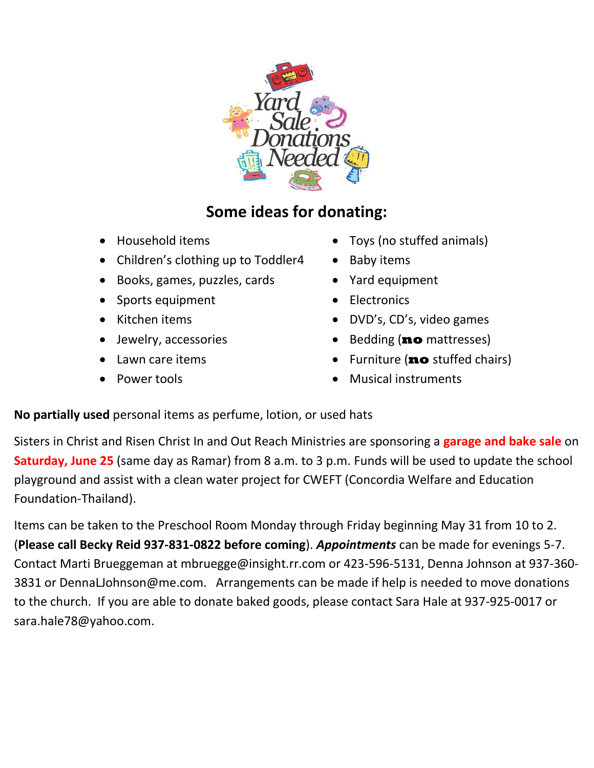# Yard Sale Donations Needed

## Some ideas for donating:

- Household items
- Children's clothing up to Toddler4
- Books, games, puzzles, cards
- Sports equipment
- Kitchen items
- Jewelry, accessories
- Lawn care items
- Power tools
- Toys (no stuffed animals)
- Baby items
- Yard equipment
- Electronics
- DVD's, CD's, video games
- Bedding (**no** mattresses)
- Furniture (**no** stuffed chairs)
- Musical instruments

**No partially used** personal items as perfume, lotion, or used hats

Sisters in Christ and Risen Christ In and Out Reach Ministries are sponsoring a **garage and bake sale** on **Saturday, June 25** (same day as Ramar) from 8 a.m. to 3 p.m. Funds will be used to update the school playground and assist with a clean water project for CWEFT (Concordia Welfare and Education Foundation-Thailand).

Items can be taken to the Preschool Room Monday through Friday beginning May 31 from 10 to 2. (**Please call Becky Reid 937-831-0822 before coming**). ***Appointments*** can be made for evenings 5-7. Contact Marti Brueggeman at mbruegge@insight.rr.com or 423-596-5131, Denna Johnson at 937-360-3831 or DennaLJohnson@me.com. Arrangements can be made if help is needed to move donations to the church. If you are able to donate baked goods, please contact Sara Hale at 937-925-0017 or sara.hale78@yahoo.com.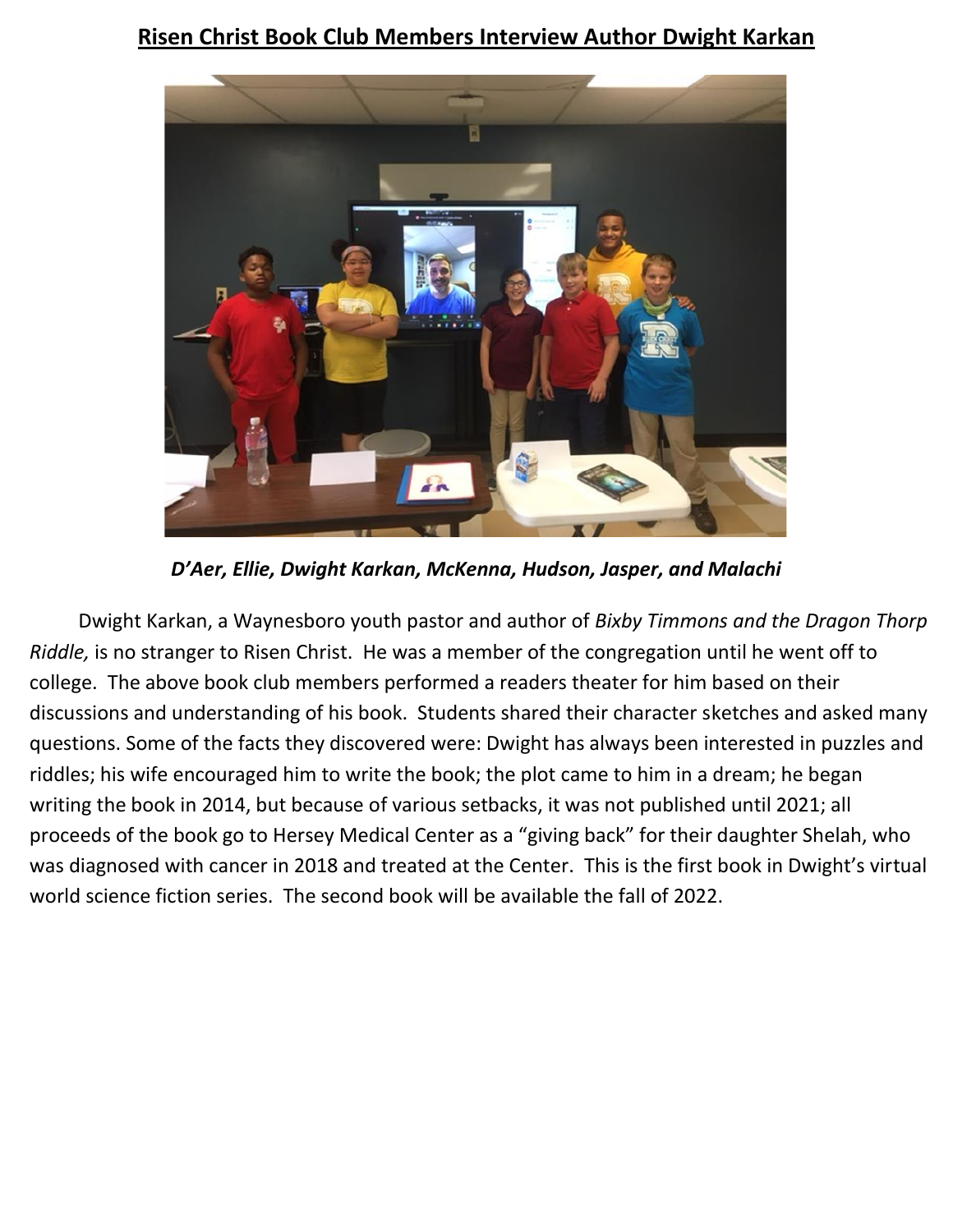# **Risen Christ Book Club Members Interview Author Dwight Karkan**

***D'Aer, Ellie, Dwight Karkan, McKenna, Hudson, Jasper, and Malachi***

Dwight Karkan, a Waynesboro youth pastor and author of *Bixby Timmons and the Dragon Thorp Riddle,* is no stranger to Risen Christ. He was a member of the congregation until he went off to college. The above book club members performed a readers theater for him based on their discussions and understanding of his book. Students shared their character sketches and asked many questions. Some of the facts they discovered were: Dwight has always been interested in puzzles and riddles; his wife encouraged him to write the book; the plot came to him in a dream; he began writing the book in 2014, but because of various setbacks, it was not published until 2021; all proceeds of the book go to Hersey Medical Center as a "giving back" for their daughter Shelah, who was diagnosed with cancer in 2018 and treated at the Center. This is the first book in Dwight's virtual world science fiction series. The second book will be available the fall of 2022.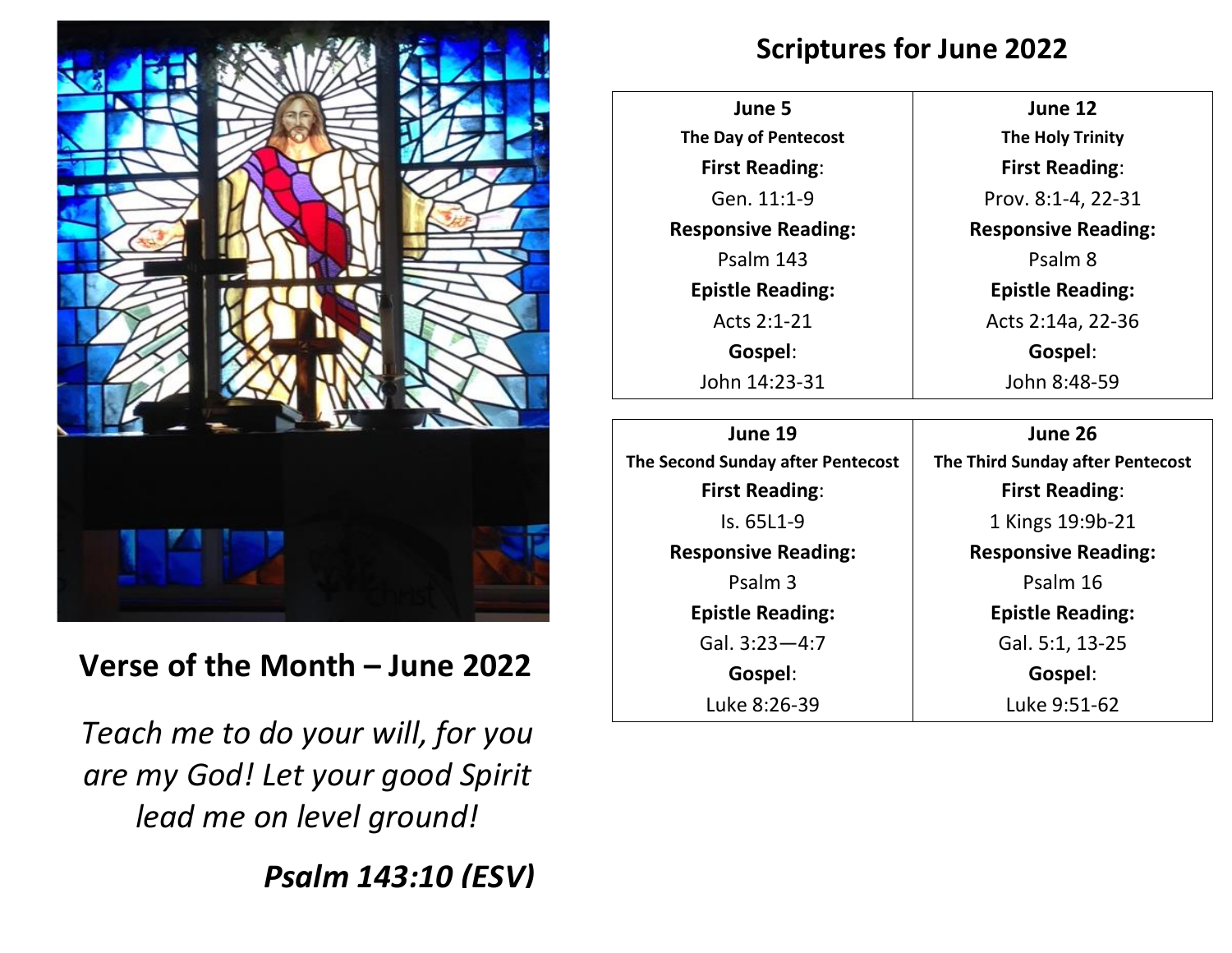## Verse of the Month – June 2022

*Teach me to do your will, for you are my God! Let your good Spirit lead me on level ground!*

***Psalm 143:10 (ESV)***

## Scriptures for June 2022

| **June 5** | **June 12** |
|---|---|
| **The Day of Pentecost** | **The Holy Trinity** |
| **First Reading**: | **First Reading**: |
| Gen. 11:1-9 | Prov. 8:1-4, 22-31 |
| **Responsive Reading:** | **Responsive Reading:** |
| Psalm 143 | Psalm 8 |
| **Epistle Reading:** | **Epistle Reading:** |
| Acts 2:1-21 | Acts 2:14a, 22-36 |
| **Gospel**: | **Gospel**: |
| John 14:23-31 | John 8:48-59 |

| **June 19** | **June 26** |
|---|---|
| **The Second Sunday after Pentecost** | **The Third Sunday after Pentecost** |
| **First Reading**: | **First Reading**: |
| Is. 65L1-9 | 1 Kings 19:9b-21 |
| **Responsive Reading:** | **Responsive Reading:** |
| Psalm 3 | Psalm 16 |
| **Epistle Reading:** | **Epistle Reading:** |
| Gal. 3:23—4:7 | Gal. 5:1, 13-25 |
| **Gospel**: | **Gospel**: |
| Luke 8:26-39 | Luke 9:51-62 |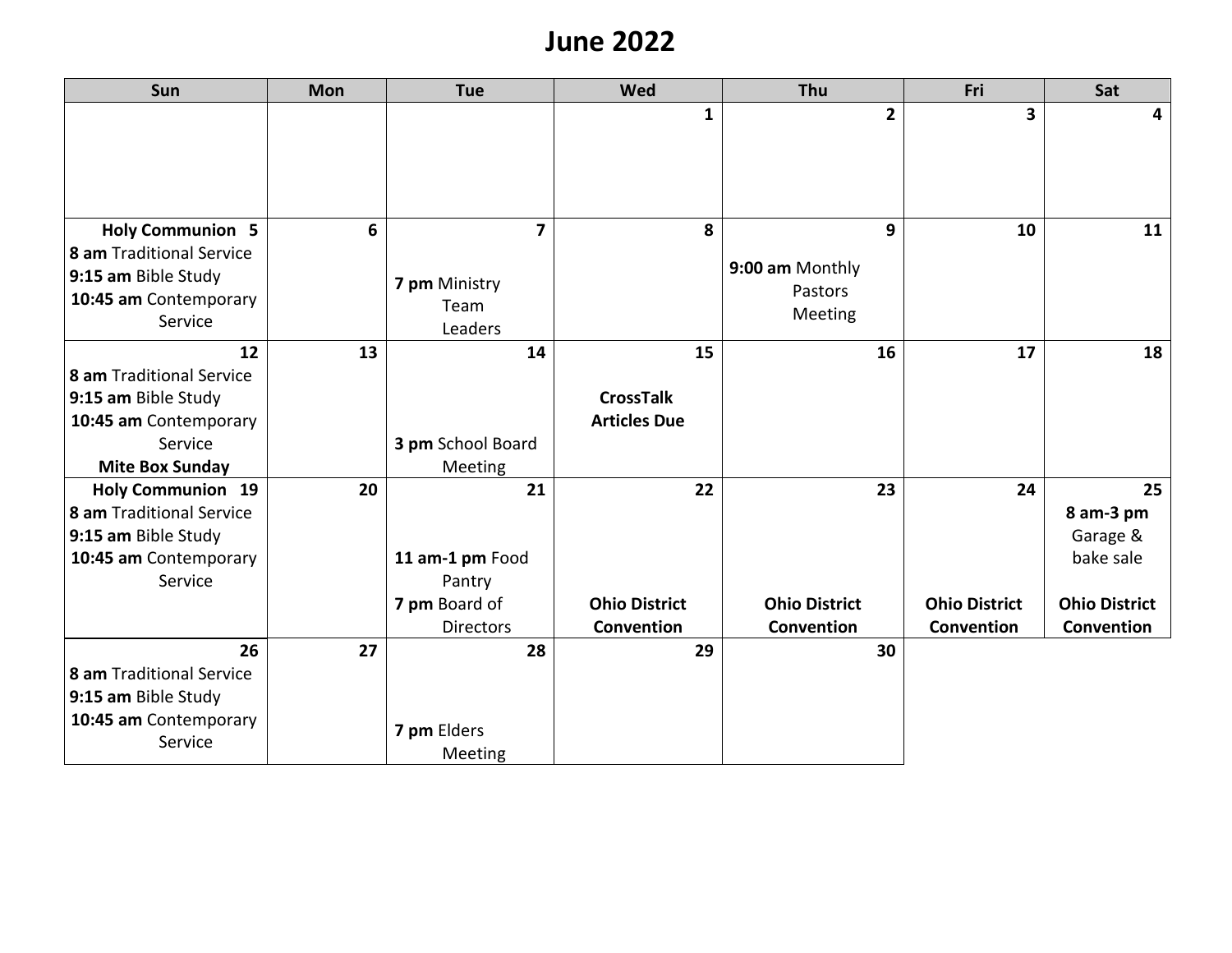# June 2022

| Sun | Mon | Tue | Wed | Thu | Fri | Sat |
|---|---|---|---|---|---|---|
| | | | 1 | 2 | 3 | 4 |
| **Holy Communion** 5<br>**8 am** Traditional Service<br>**9:15 am** Bible Study<br>**10:45 am** Contemporary Service | 6 | 7<br>**7 pm** Ministry Team Leaders | 8 | 9<br>**9:00 am** Monthly Pastors Meeting | 10 | 11 |
| 12<br>**8 am** Traditional Service<br>**9:15 am** Bible Study<br>**10:45 am** Contemporary Service<br>**Mite Box Sunday** | 13 | 14<br>**3 pm** School Board Meeting | 15<br>**CrossTalk Articles Due** | 16 | 17 | 18 |
| **Holy Communion** 19<br>**8 am** Traditional Service<br>**9:15 am** Bible Study<br>**10:45 am** Contemporary Service | 20 | 21<br>**11 am-1 pm** Food Pantry<br>**7 pm** Board of Directors | 22<br>**Ohio District Convention** | 23<br>**Ohio District Convention** | 24<br>**Ohio District Convention** | 25<br>**8 am-3 pm** Garage & bake sale<br>**Ohio District Convention** |
| 26<br>**8 am** Traditional Service<br>**9:15 am** Bible Study<br>**10:45 am** Contemporary Service | 27 | 28<br>**7 pm** Elders Meeting | 29 | 30 | | |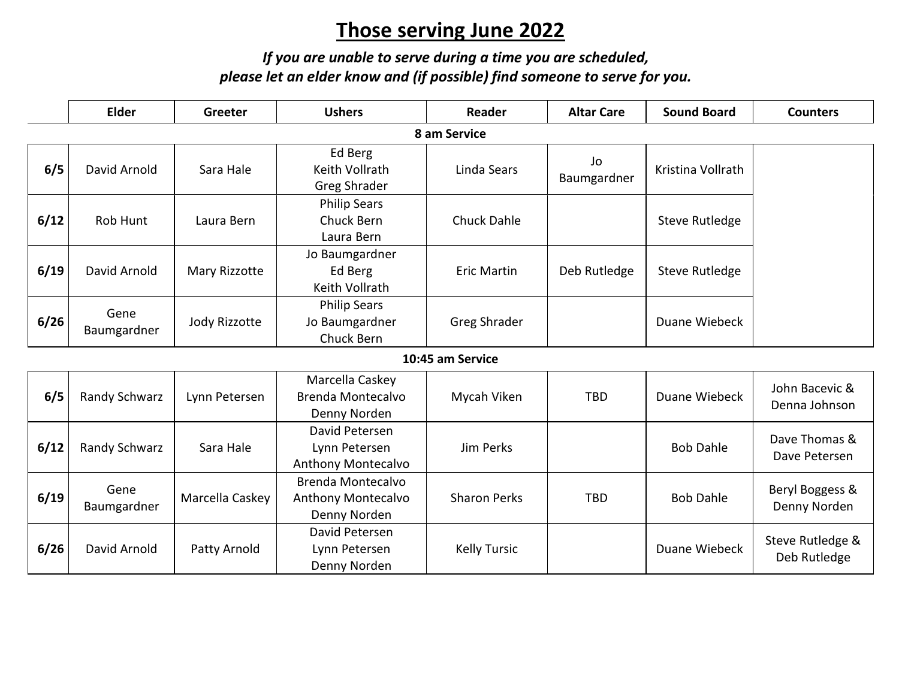# Those serving June 2022

***If you are unable to serve during a time you are scheduled, please let an elder know and (if possible) find someone to serve for you.***

| | Elder | Greeter | Ushers | Reader | Altar Care | Sound Board | Counters |
|---|---|---|---|---|---|---|---|
| | | | **8 am Service** | | | | |
| **6/5** | David Arnold | Sara Hale | Ed Berg<br>Keith Vollrath<br>Greg Shrader | Linda Sears | Jo Baumgardner | Kristina Vollrath | |
| **6/12** | Rob Hunt | Laura Bern | Philip Sears<br>Chuck Bern<br>Laura Bern | Chuck Dahle | | Steve Rutledge | |
| **6/19** | David Arnold | Mary Rizzotte | Jo Baumgardner<br>Ed Berg<br>Keith Vollrath | Eric Martin | Deb Rutledge | Steve Rutledge | |
| **6/26** | Gene Baumgardner | Jody Rizzotte | Philip Sears<br>Jo Baumgardner<br>Chuck Bern | Greg Shrader | | Duane Wiebeck | |
| | | | **10:45 am Service** | | | | |
| **6/5** | Randy Schwarz | Lynn Petersen | Marcella Caskey<br>Brenda Montecalvo<br>Denny Norden | Mycah Viken | TBD | Duane Wiebeck | John Bacevic & Denna Johnson |
| **6/12** | Randy Schwarz | Sara Hale | David Petersen<br>Lynn Petersen<br>Anthony Montecalvo | Jim Perks | | Bob Dahle | Dave Thomas & Dave Petersen |
| **6/19** | Gene Baumgardner | Marcella Caskey | Brenda Montecalvo<br>Anthony Montecalvo<br>Denny Norden | Sharon Perks | TBD | Bob Dahle | Beryl Boggess & Denny Norden |
| **6/26** | David Arnold | Patty Arnold | David Petersen<br>Lynn Petersen<br>Denny Norden | Kelly Tursic | | Duane Wiebeck | Steve Rutledge & Deb Rutledge |